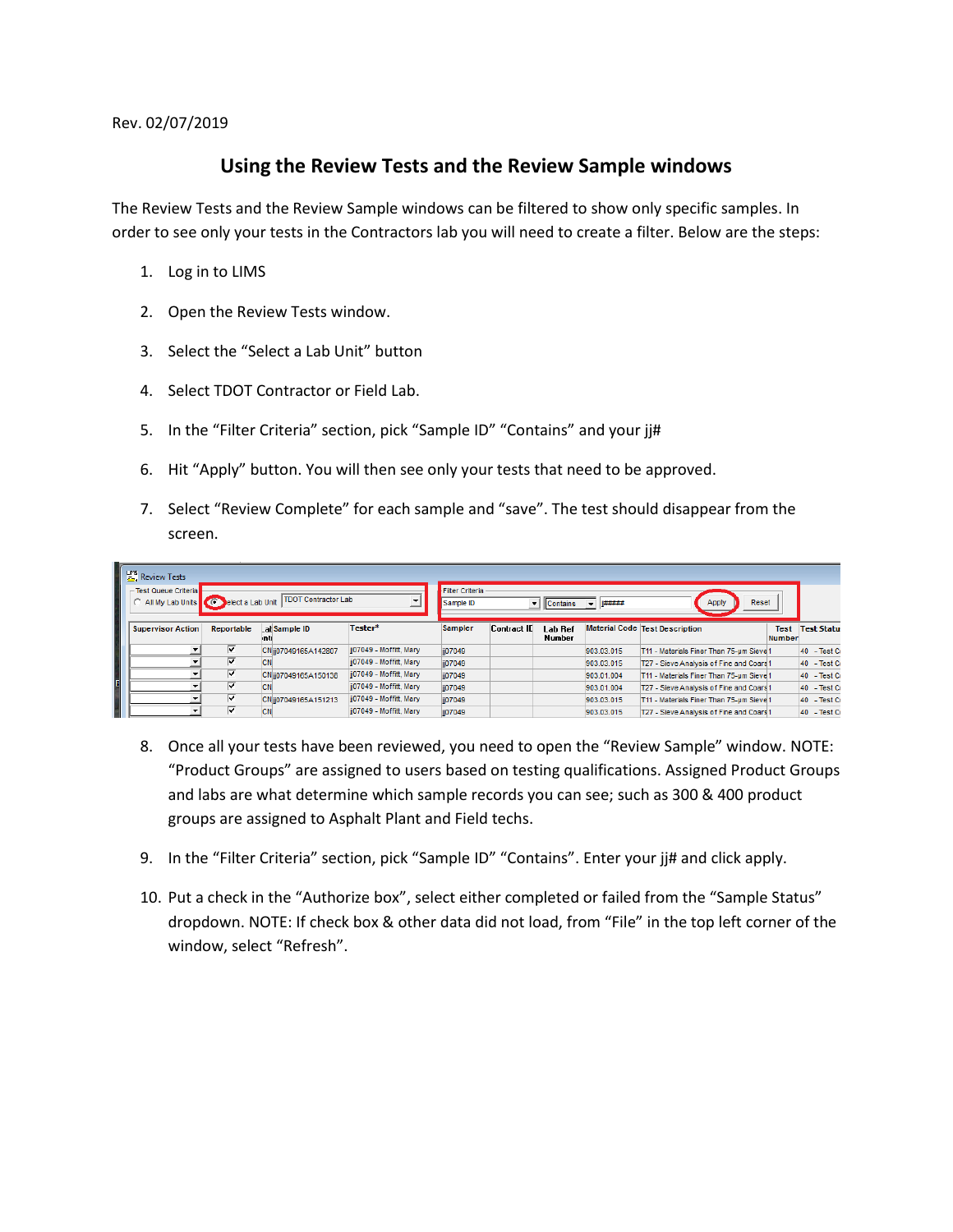Rev. 02/07/2019

# Using the Review Tests and the Review Sample windows

The Review Tests and the Review Sample windows can be filtered to show only specific samples. In order to see only your tests in the Contractors lab you will need to create a filter. Below are the steps:

1. Log in to LIMS
2. Open the Review Tests window.
3. Select the "Select a Lab Unit" button
4. Select TDOT Contractor or Field Lab.
5. In the "Filter Criteria" section, pick "Sample ID" "Contains" and your jj#
6. Hit "Apply" button. You will then see only your tests that need to be approved.
7. Select "Review Complete" for each sample and "save". The test should disappear from the screen.
8. Once all your tests have been reviewed, you need to open the "Review Sample" window. NOTE: "Product Groups" are assigned to users based on testing qualifications. Assigned Product Groups and labs are what determine which sample records you can see; such as 300 & 400 product groups are assigned to Asphalt Plant and Field techs.
9. In the "Filter Criteria" section, pick "Sample ID" "Contains". Enter your jj# and click apply.
10. Put a check in the "Authorize box", select either completed or failed from the "Sample Status" dropdown. NOTE: If check box & other data did not load, from "File" in the top left corner of the window, select "Refresh".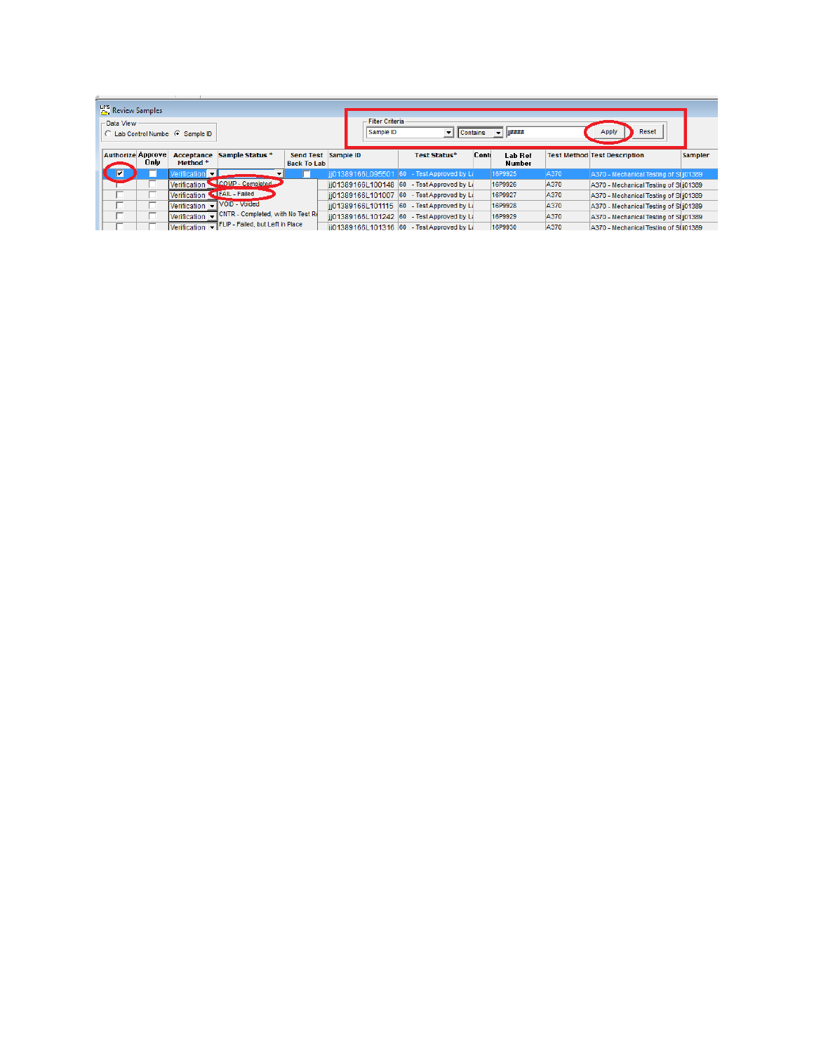Review Samples

Data View
Lab Control Numbe  Sample ID

Filter Criteria
Sample ID | Contains | jj#### | Apply | Reset

| Authorize | Approve Only | Acceptance Method * | Sample Status * | Send Test Back To Lab | Sample ID | Test Status* | Conti | Lab Ref Number | Test Method | Test Description | Sampler |
|---|---|---|---|---|---|---|---|---|---|---|---|
| ☑ | ☐ | Verification | | ☐ | jj01389166L095501 | 60 - Test Approved by La | | 16P9925 | A370 | A370 - Mechanical Testing of St | jj01389 |
| ☐ | ☐ | Verification | COMP - Completed | | jj01389166L100148 | 60 - Test Approved by La | | 16P9926 | A370 | A370 - Mechanical Testing of St | jj01389 |
| ☐ | ☐ | Verification | FAIL - Failed | | jj01389166L101007 | 60 - Test Approved by La | | 16P9927 | A370 | A370 - Mechanical Testing of St | jj01389 |
| ☐ | ☐ | Verification | VOID - Voided | | jj01389166L101115 | 60 - Test Approved by La | | 16P9928 | A370 | A370 - Mechanical Testing of St | jj01389 |
| ☐ | ☐ | Verification | CNTR - Completed, with No Test Re | | jj01389166L101242 | 60 - Test Approved by La | | 16P9929 | A370 | A370 - Mechanical Testing of St | jj01389 |
| ☐ | ☐ | Verification | FLIP - Failed, but Left in Place | | jj01389166L101316 | 60 - Test Approved by La | | 16P9930 | A370 | A370 - Mechanical Testing of St | jj01389 |